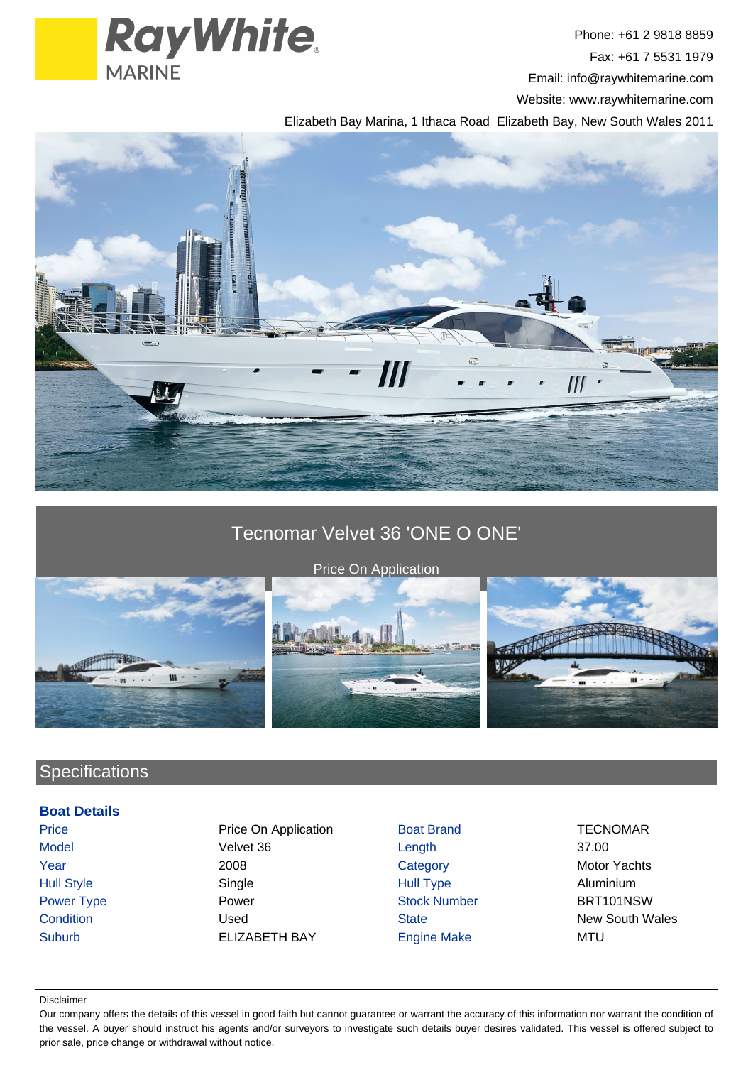Phone: +61 2 9818 8859
Fax: +61 7 5531 1979
Email: info@raywhitemarine.com
Website: www.raywhitemarine.com
Elizabeth Bay Marina, 1 Ithaca Road Elizabeth Bay, New South Wales 2011

# Tecnomar Velvet 36 'ONE O ONE'

Price On Application

## Specifications

### Boat Details

| | | | |
|---|---|---|---|
| Price | Price On Application | Boat Brand | TECNOMAR |
| Model | Velvet 36 | Length | 37.00 |
| Year | 2008 | Category | Motor Yachts |
| Hull Style | Single | Hull Type | Aluminium |
| Power Type | Power | Stock Number | BRT101NSW |
| Condition | Used | State | New South Wales |
| Suburb | ELIZABETH BAY | Engine Make | MTU |

Disclaimer

Our company offers the details of this vessel in good faith but cannot guarantee or warrant the accuracy of this information nor warrant the condition of the vessel. A buyer should instruct his agents and/or surveyors to investigate such details buyer desires validated. This vessel is offered subject to prior sale, price change or withdrawal without notice.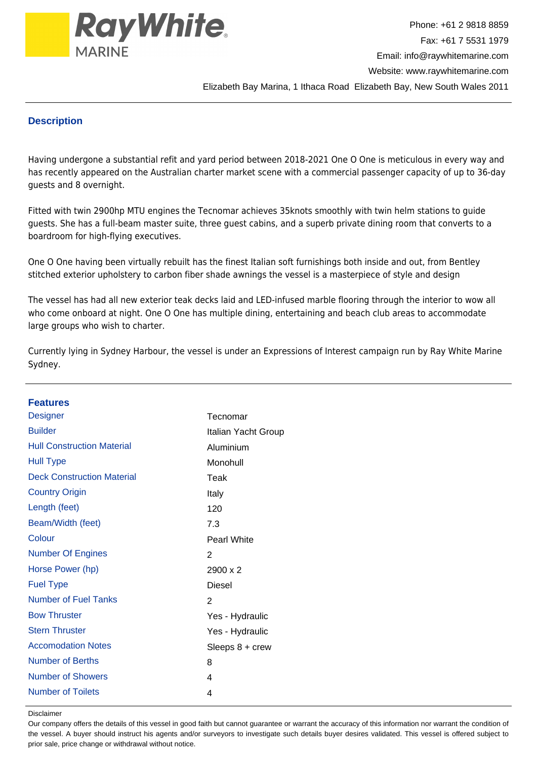## Description

Having undergone a substantial refit and yard period between 2018-2021 One O One is meticulous in every way and has recently appeared on the Australian charter market scene with a commercial passenger capacity of up to 36-day guests and 8 overnight.

Fitted with twin 2900hp MTU engines the Tecnomar achieves 35knots smoothly with twin helm stations to guide guests. She has a full-beam master suite, three guest cabins, and a superb private dining room that converts to a boardroom for high-flying executives.

One O One having been virtually rebuilt has the finest Italian soft furnishings both inside and out, from Bentley stitched exterior upholstery to carbon fiber shade awnings the vessel is a masterpiece of style and design

The vessel has had all new exterior teak decks laid and LED-infused marble flooring through the interior to wow all who come onboard at night. One O One has multiple dining, entertaining and beach club areas to accommodate large groups who wish to charter.

Currently lying in Sydney Harbour, the vessel is under an Expressions of Interest campaign run by Ray White Marine Sydney.

## Features

| | |
|---|---|
| Designer | Tecnomar |
| Builder | Italian Yacht Group |
| Hull Construction Material | Aluminium |
| Hull Type | Monohull |
| Deck Construction Material | Teak |
| Country Origin | Italy |
| Length (feet) | 120 |
| Beam/Width (feet) | 7.3 |
| Colour | Pearl White |
| Number Of Engines | 2 |
| Horse Power (hp) | 2900 x 2 |
| Fuel Type | Diesel |
| Number of Fuel Tanks | 2 |
| Bow Thruster | Yes - Hydraulic |
| Stern Thruster | Yes - Hydraulic |
| Accomodation Notes | Sleeps 8 + crew |
| Number of Berths | 8 |
| Number of Showers | 4 |
| Number of Toilets | 4 |

Disclaimer

Our company offers the details of this vessel in good faith but cannot guarantee or warrant the accuracy of this information nor warrant the condition of the vessel. A buyer should instruct his agents and/or surveyors to investigate such details buyer desires validated. This vessel is offered subject to prior sale, price change or withdrawal without notice.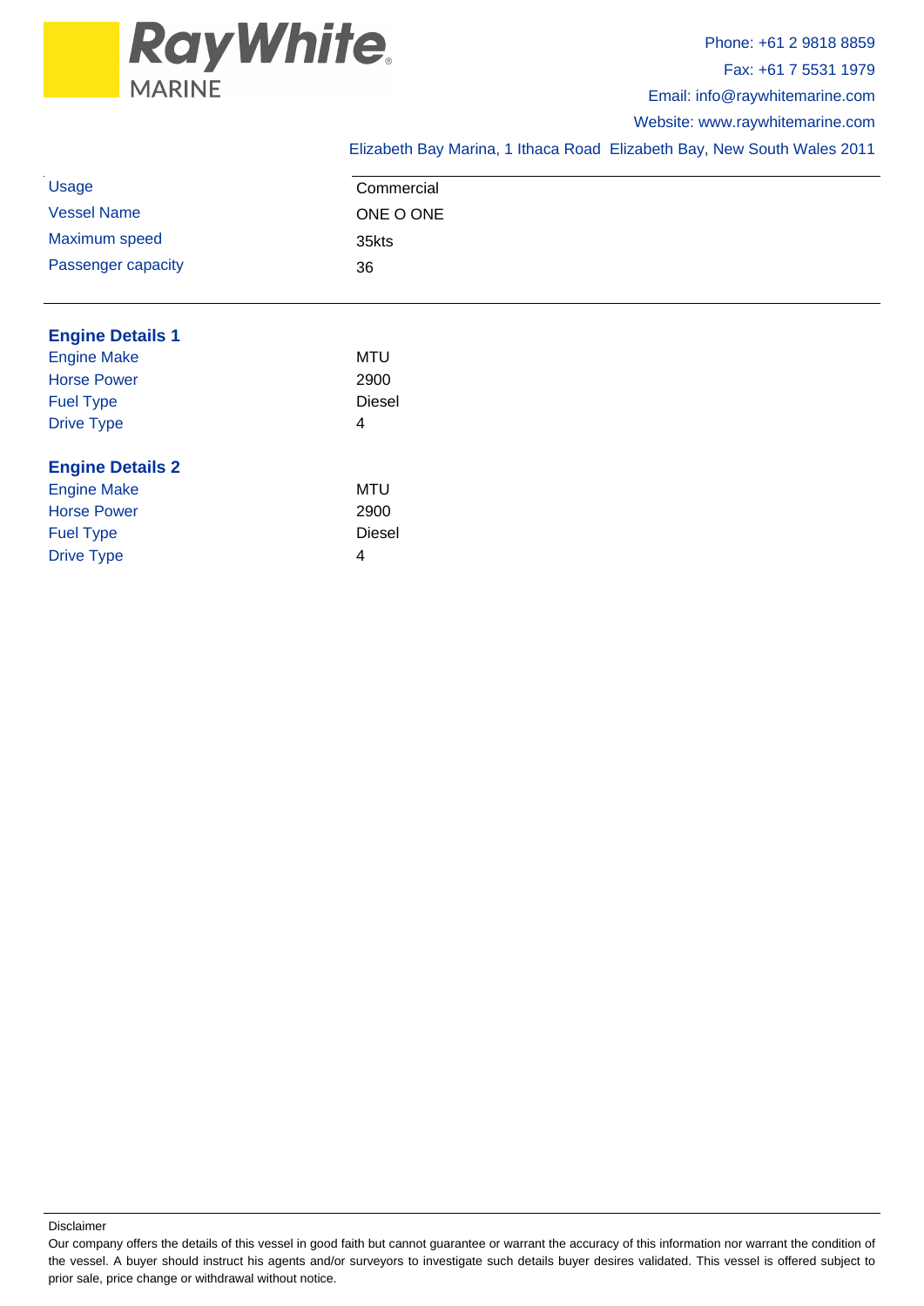Phone: +61 2 9818 8859

Fax: +61 7 5531 1979

Email: info@raywhitemarine.com

Website: www.raywhitemarine.com

Elizabeth Bay Marina, 1 Ithaca Road Elizabeth Bay, New South Wales 2011

| | |
|---|---|
| Usage | Commercial |
| Vessel Name | ONE O ONE |
| Maximum speed | 35kts |
| Passenger capacity | 36 |

## Engine Details 1

| | |
|---|---|
| Engine Make | MTU |
| Horse Power | 2900 |
| Fuel Type | Diesel |
| Drive Type | 4 |

## Engine Details 2

| | |
|---|---|
| Engine Make | MTU |
| Horse Power | 2900 |
| Fuel Type | Diesel |
| Drive Type | 4 |

Disclaimer

Our company offers the details of this vessel in good faith but cannot guarantee or warrant the accuracy of this information nor warrant the condition of the vessel. A buyer should instruct his agents and/or surveyors to investigate such details buyer desires validated. This vessel is offered subject to prior sale, price change or withdrawal without notice.